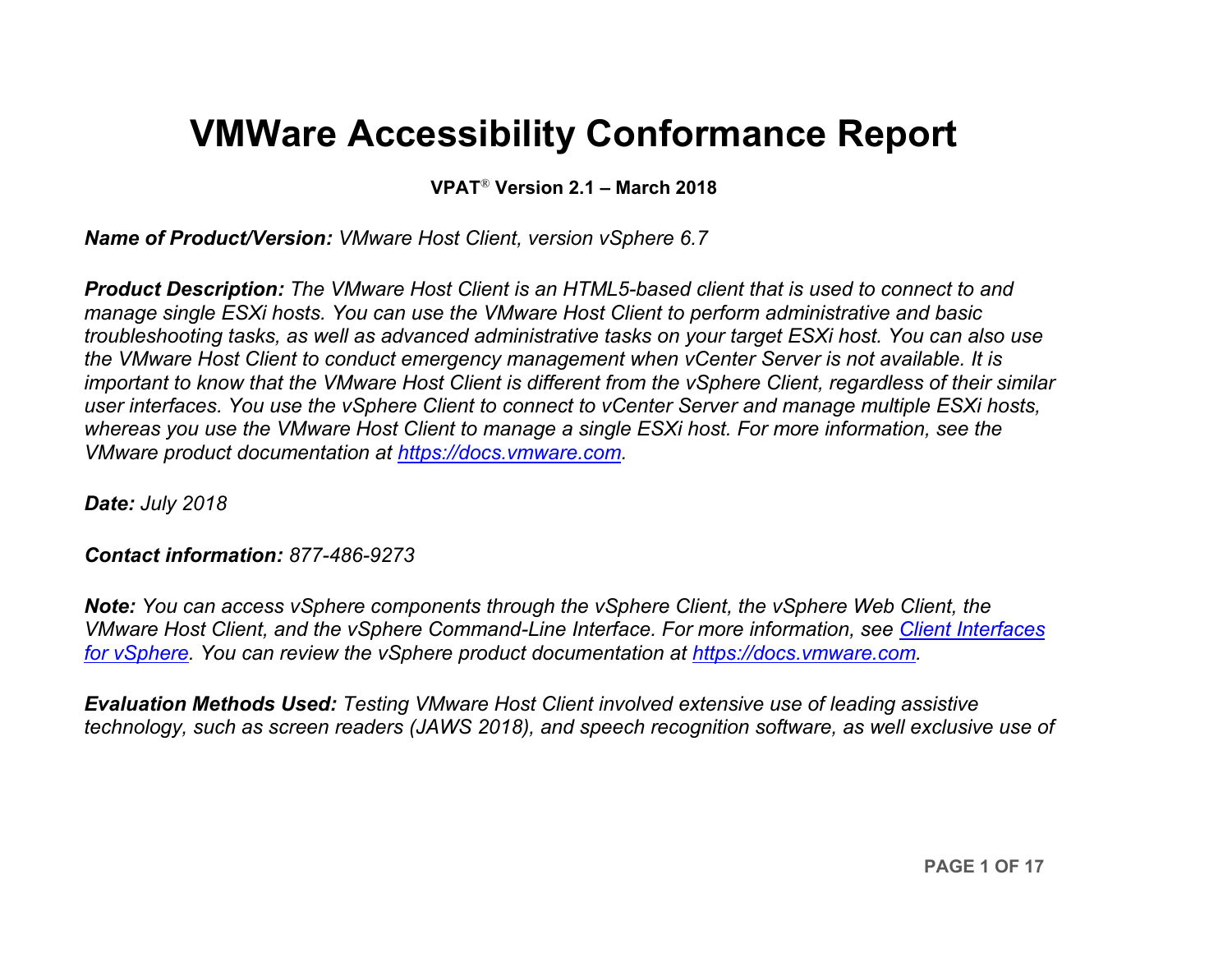# VMWare Accessibility Conformance Report

**VPAT® Version 2.1 – March 2018**

***Name of Product/Version:*** *VMware Host Client, version vSphere 6.7*

***Product Description:*** *The VMware Host Client is an HTML5-based client that is used to connect to and manage single ESXi hosts. You can use the VMware Host Client to perform administrative and basic troubleshooting tasks, as well as advanced administrative tasks on your target ESXi host. You can also use the VMware Host Client to conduct emergency management when vCenter Server is not available. It is important to know that the VMware Host Client is different from the vSphere Client, regardless of their similar user interfaces. You use the vSphere Client to connect to vCenter Server and manage multiple ESXi hosts, whereas you use the VMware Host Client to manage a single ESXi host. For more information, see the VMware product documentation at [https://docs.vmware.com](https://docs.vmware.com).*

***Date:*** *July 2018*

***Contact information:*** *877-486-9273*

***Note:*** *You can access vSphere components through the vSphere Client, the vSphere Web Client, the VMware Host Client, and the vSphere Command-Line Interface. For more information, see [Client Interfaces for vSphere](). You can review the vSphere product documentation at [https://docs.vmware.com](https://docs.vmware.com).*

***Evaluation Methods Used:*** *Testing VMware Host Client involved extensive use of leading assistive technology, such as screen readers (JAWS 2018), and speech recognition software, as well exclusive use of*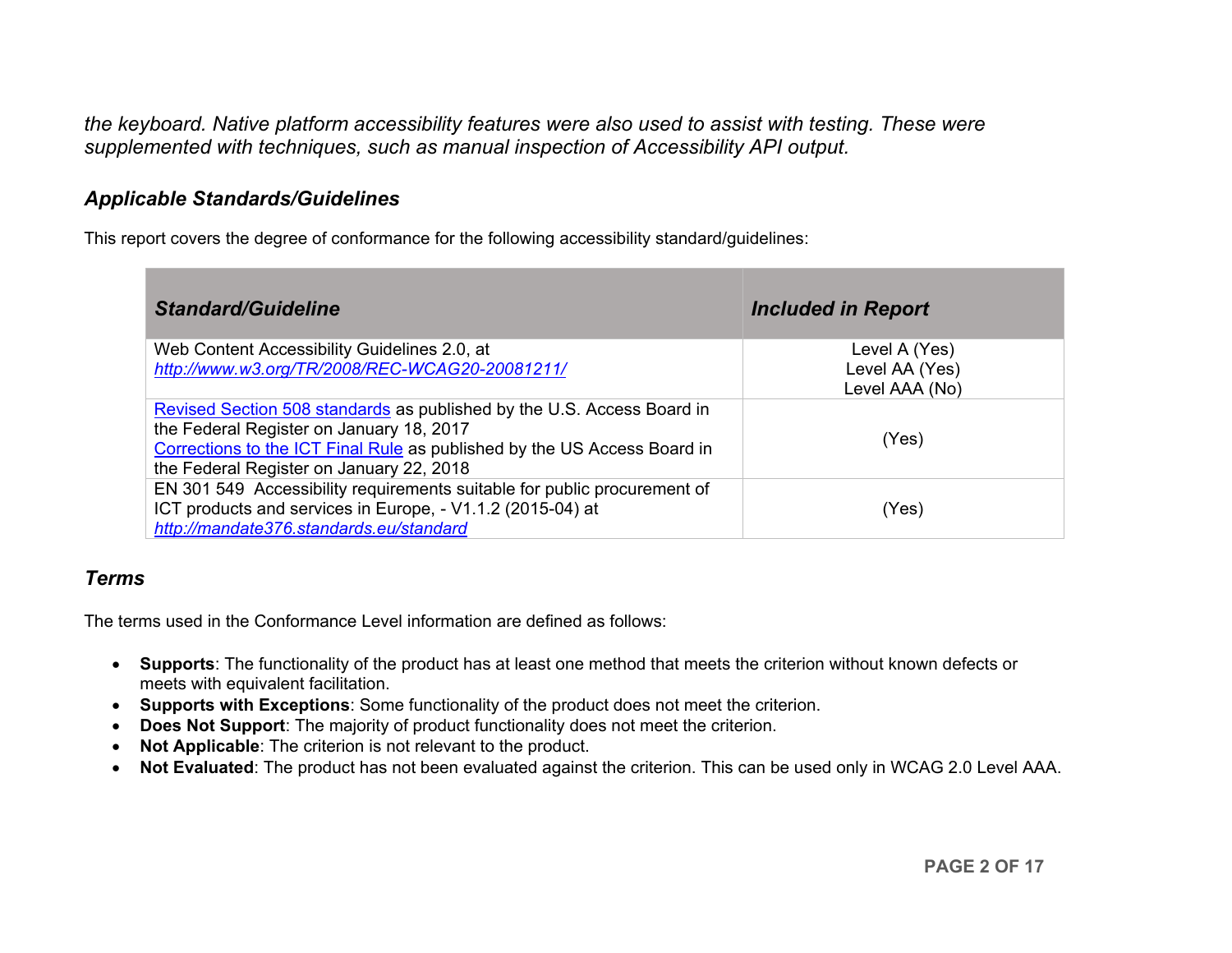*the keyboard. Native platform accessibility features were also used to assist with testing. These were supplemented with techniques, such as manual inspection of Accessibility API output.*

## *Applicable Standards/Guidelines*

This report covers the degree of conformance for the following accessibility standard/guidelines:

| ***Standard/Guideline*** | ***Included in Report*** |
|---|---|
| Web Content Accessibility Guidelines 2.0, at *http://www.w3.org/TR/2008/REC-WCAG20-20081211/* | Level A (Yes)<br>Level AA (Yes)<br>Level AAA (No) |
| Revised Section 508 standards as published by the U.S. Access Board in the Federal Register on January 18, 2017<br>Corrections to the ICT Final Rule as published by the US Access Board in the Federal Register on January 22, 2018 | (Yes) |
| EN 301 549 Accessibility requirements suitable for public procurement of ICT products and services in Europe, - V1.1.2 (2015-04) at *http://mandate376.standards.eu/standard* | (Yes) |

## *Terms*

The terms used in the Conformance Level information are defined as follows:

- **Supports**: The functionality of the product has at least one method that meets the criterion without known defects or meets with equivalent facilitation.
- **Supports with Exceptions**: Some functionality of the product does not meet the criterion.
- **Does Not Support**: The majority of product functionality does not meet the criterion.
- **Not Applicable**: The criterion is not relevant to the product.
- **Not Evaluated**: The product has not been evaluated against the criterion. This can be used only in WCAG 2.0 Level AAA.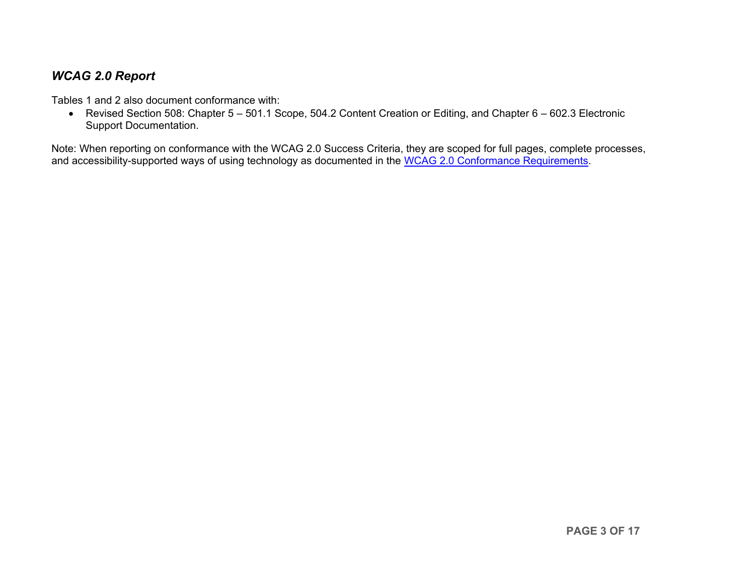## *WCAG 2.0 Report*

Tables 1 and 2 also document conformance with:

- Revised Section 508: Chapter 5 – 501.1 Scope, 504.2 Content Creation or Editing, and Chapter 6 – 602.3 Electronic Support Documentation.

Note: When reporting on conformance with the WCAG 2.0 Success Criteria, they are scoped for full pages, complete processes, and accessibility-supported ways of using technology as documented in the WCAG 2.0 Conformance Requirements.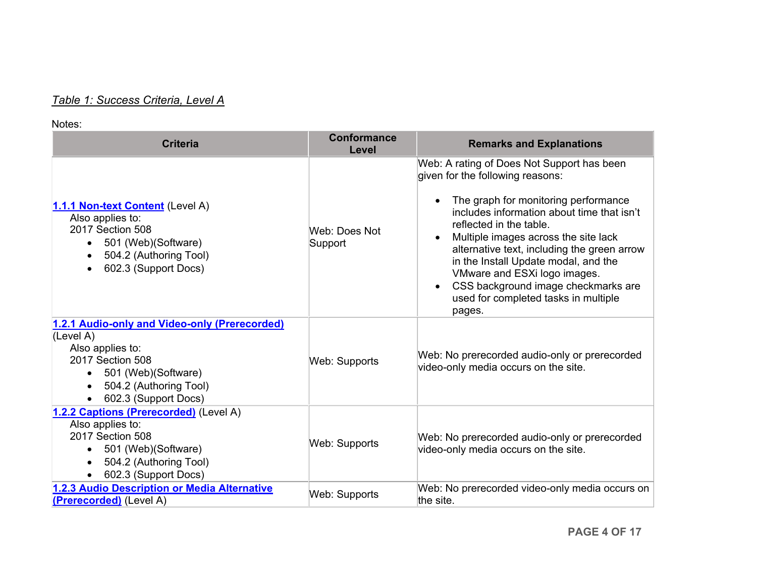*Table 1: Success Criteria, Level A*

Notes:

| Criteria | Conformance Level | Remarks and Explanations |
|---|---|---|
| **1.1.1 Non-text Content** (Level A)<br>Also applies to:<br>2017 Section 508<br>• 501 (Web)(Software)<br>• 504.2 (Authoring Tool)<br>• 602.3 (Support Docs) | Web: Does Not Support | Web: A rating of Does Not Support has been given for the following reasons:<br>• The graph for monitoring performance includes information about time that isn't reflected in the table.<br>• Multiple images across the site lack alternative text, including the green arrow in the Install Update modal, and the VMware and ESXi logo images.<br>• CSS background image checkmarks are used for completed tasks in multiple pages. |
| **1.2.1 Audio-only and Video-only (Prerecorded)** (Level A)<br>Also applies to:<br>2017 Section 508<br>• 501 (Web)(Software)<br>• 504.2 (Authoring Tool)<br>• 602.3 (Support Docs) | Web: Supports | Web: No prerecorded audio-only or prerecorded video-only media occurs on the site. |
| **1.2.2 Captions (Prerecorded)** (Level A)<br>Also applies to:<br>2017 Section 508<br>• 501 (Web)(Software)<br>• 504.2 (Authoring Tool)<br>• 602.3 (Support Docs) | Web: Supports | Web: No prerecorded audio-only or prerecorded video-only media occurs on the site. |
| **1.2.3 Audio Description or Media Alternative (Prerecorded)** (Level A) | Web: Supports | Web: No prerecorded video-only media occurs on the site. |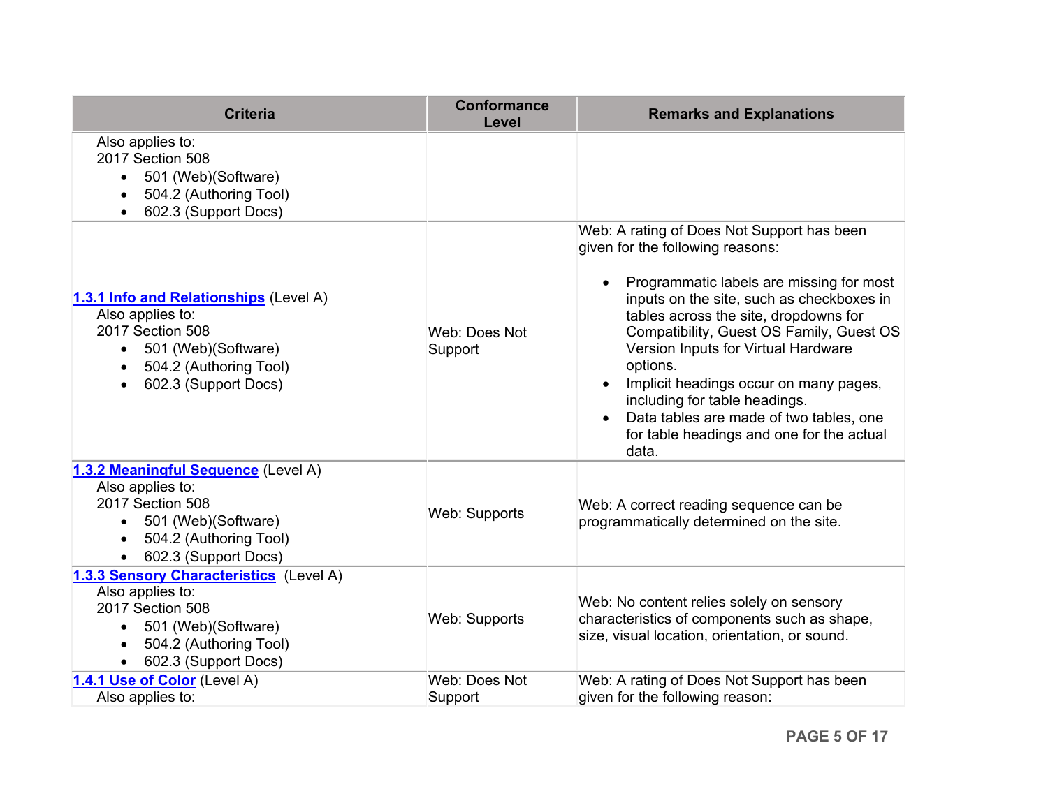| Criteria | Conformance Level | Remarks and Explanations |
| --- | --- | --- |
| Also applies to:<br>2017 Section 508<br>• 501 (Web)(Software)<br>• 504.2 (Authoring Tool)<br>• 602.3 (Support Docs) | | |
| **1.3.1 Info and Relationships** (Level A)<br>Also applies to:<br>2017 Section 508<br>• 501 (Web)(Software)<br>• 504.2 (Authoring Tool)<br>• 602.3 (Support Docs) | Web: Does Not Support | Web: A rating of Does Not Support has been given for the following reasons:<br>• Programmatic labels are missing for most inputs on the site, such as checkboxes in tables across the site, dropdowns for Compatibility, Guest OS Family, Guest OS Version Inputs for Virtual Hardware options.<br>• Implicit headings occur on many pages, including for table headings.<br>• Data tables are made of two tables, one for table headings and one for the actual data. |
| **1.3.2 Meaningful Sequence** (Level A)<br>Also applies to:<br>2017 Section 508<br>• 501 (Web)(Software)<br>• 504.2 (Authoring Tool)<br>• 602.3 (Support Docs) | Web: Supports | Web: A correct reading sequence can be programmatically determined on the site. |
| **1.3.3 Sensory Characteristics** (Level A)<br>Also applies to:<br>2017 Section 508<br>• 501 (Web)(Software)<br>• 504.2 (Authoring Tool)<br>• 602.3 (Support Docs) | Web: Supports | Web: No content relies solely on sensory characteristics of components such as shape, size, visual location, orientation, or sound. |
| **1.4.1 Use of Color** (Level A)<br>Also applies to: | Web: Does Not Support | Web: A rating of Does Not Support has been given for the following reason: |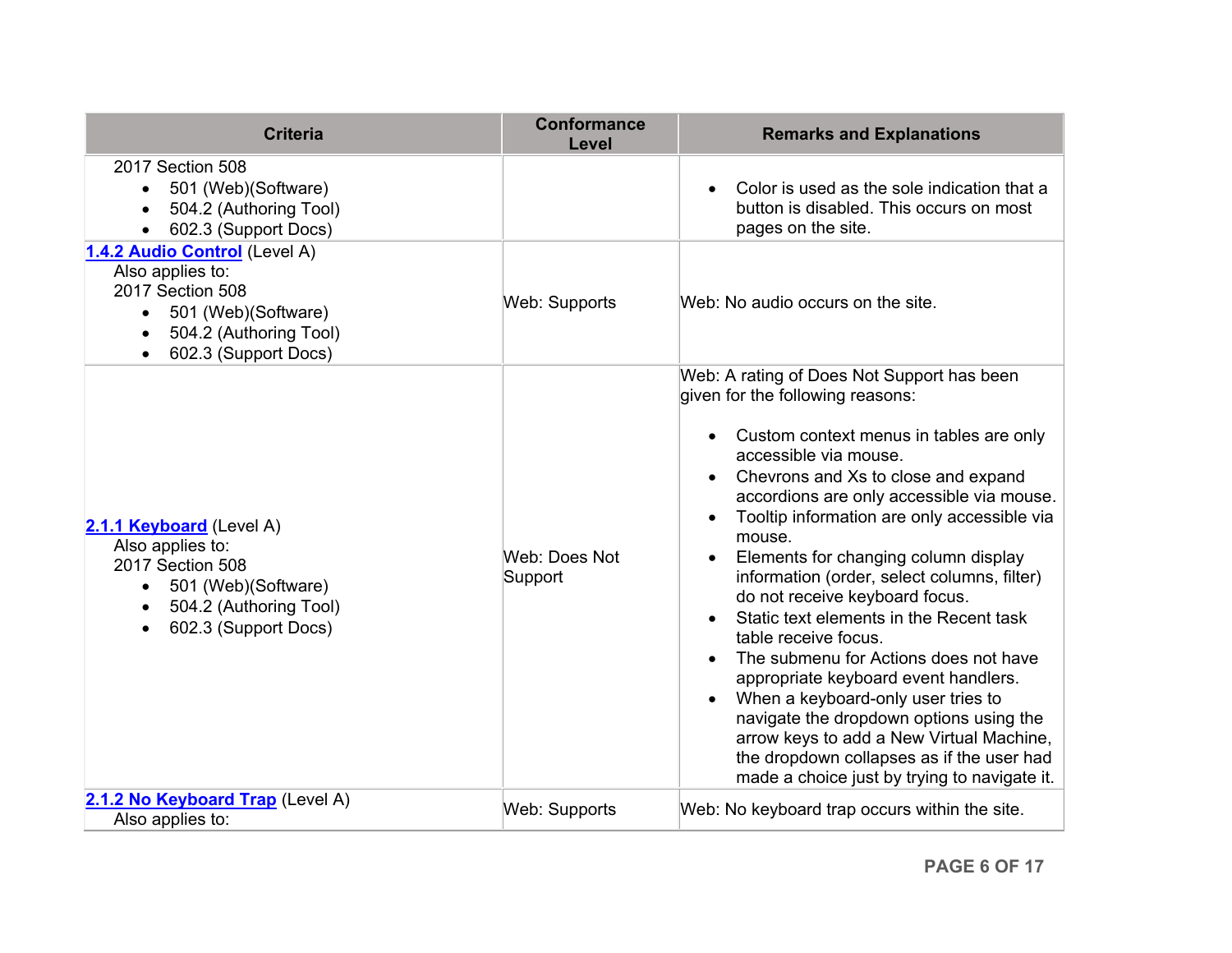| Criteria | Conformance Level | Remarks and Explanations |
| --- | --- | --- |
| 2017 Section 508<br>• 501 (Web)(Software)<br>• 504.2 (Authoring Tool)<br>• 602.3 (Support Docs) | | • Color is used as the sole indication that a button is disabled. This occurs on most pages on the site. |
| **1.4.2 Audio Control** (Level A)<br>Also applies to:<br>2017 Section 508<br>• 501 (Web)(Software)<br>• 504.2 (Authoring Tool)<br>• 602.3 (Support Docs) | Web: Supports | Web: No audio occurs on the site. |
| **2.1.1 Keyboard** (Level A)<br>Also applies to:<br>2017 Section 508<br>• 501 (Web)(Software)<br>• 504.2 (Authoring Tool)<br>• 602.3 (Support Docs) | Web: Does Not Support | Web: A rating of Does Not Support has been given for the following reasons:<br>• Custom context menus in tables are only accessible via mouse.<br>• Chevrons and Xs to close and expand accordions are only accessible via mouse.<br>• Tooltip information are only accessible via mouse.<br>• Elements for changing column display information (order, select columns, filter) do not receive keyboard focus.<br>• Static text elements in the Recent task table receive focus.<br>• The submenu for Actions does not have appropriate keyboard event handlers.<br>• When a keyboard-only user tries to navigate the dropdown options using the arrow keys to add a New Virtual Machine, the dropdown collapses as if the user had made a choice just by trying to navigate it. |
| **2.1.2 No Keyboard Trap** (Level A)<br>Also applies to: | Web: Supports | Web: No keyboard trap occurs within the site. |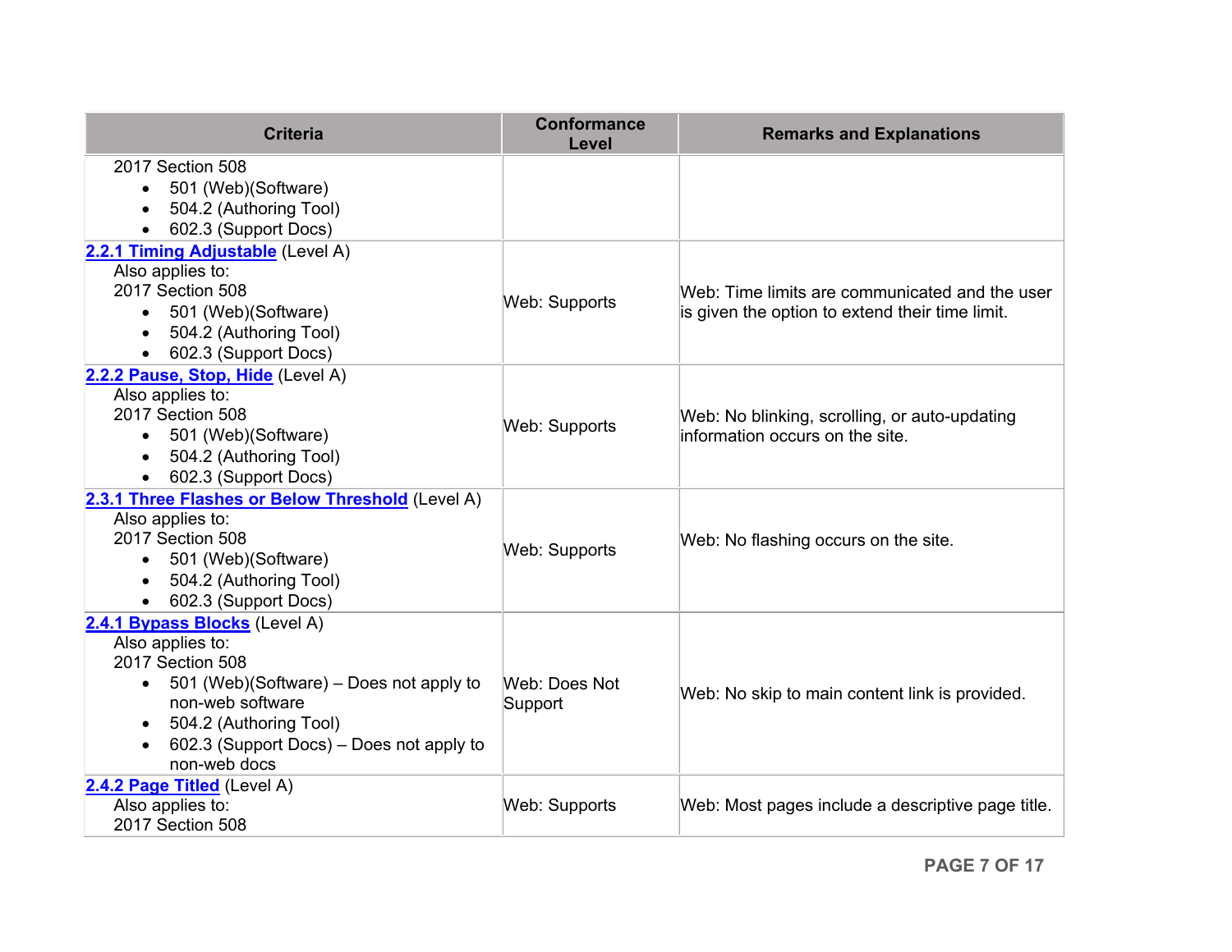| Criteria | Conformance Level | Remarks and Explanations |
|---|---|---|
| 2017 Section 508<br>• 501 (Web)(Software)<br>• 504.2 (Authoring Tool)<br>• 602.3 (Support Docs) | | |
| **2.2.1 Timing Adjustable** (Level A)<br>Also applies to:<br>2017 Section 508<br>• 501 (Web)(Software)<br>• 504.2 (Authoring Tool)<br>• 602.3 (Support Docs) | Web: Supports | Web: Time limits are communicated and the user is given the option to extend their time limit. |
| **2.2.2 Pause, Stop, Hide** (Level A)<br>Also applies to:<br>2017 Section 508<br>• 501 (Web)(Software)<br>• 504.2 (Authoring Tool)<br>• 602.3 (Support Docs) | Web: Supports | Web: No blinking, scrolling, or auto-updating information occurs on the site. |
| **2.3.1 Three Flashes or Below Threshold** (Level A)<br>Also applies to:<br>2017 Section 508<br>• 501 (Web)(Software)<br>• 504.2 (Authoring Tool)<br>• 602.3 (Support Docs) | Web: Supports | Web: No flashing occurs on the site. |
| **2.4.1 Bypass Blocks** (Level A)<br>Also applies to:<br>2017 Section 508<br>• 501 (Web)(Software) – Does not apply to non-web software<br>• 504.2 (Authoring Tool)<br>• 602.3 (Support Docs) – Does not apply to non-web docs | Web: Does Not Support | Web: No skip to main content link is provided. |
| **2.4.2 Page Titled** (Level A)<br>Also applies to:<br>2017 Section 508 | Web: Supports | Web: Most pages include a descriptive page title. |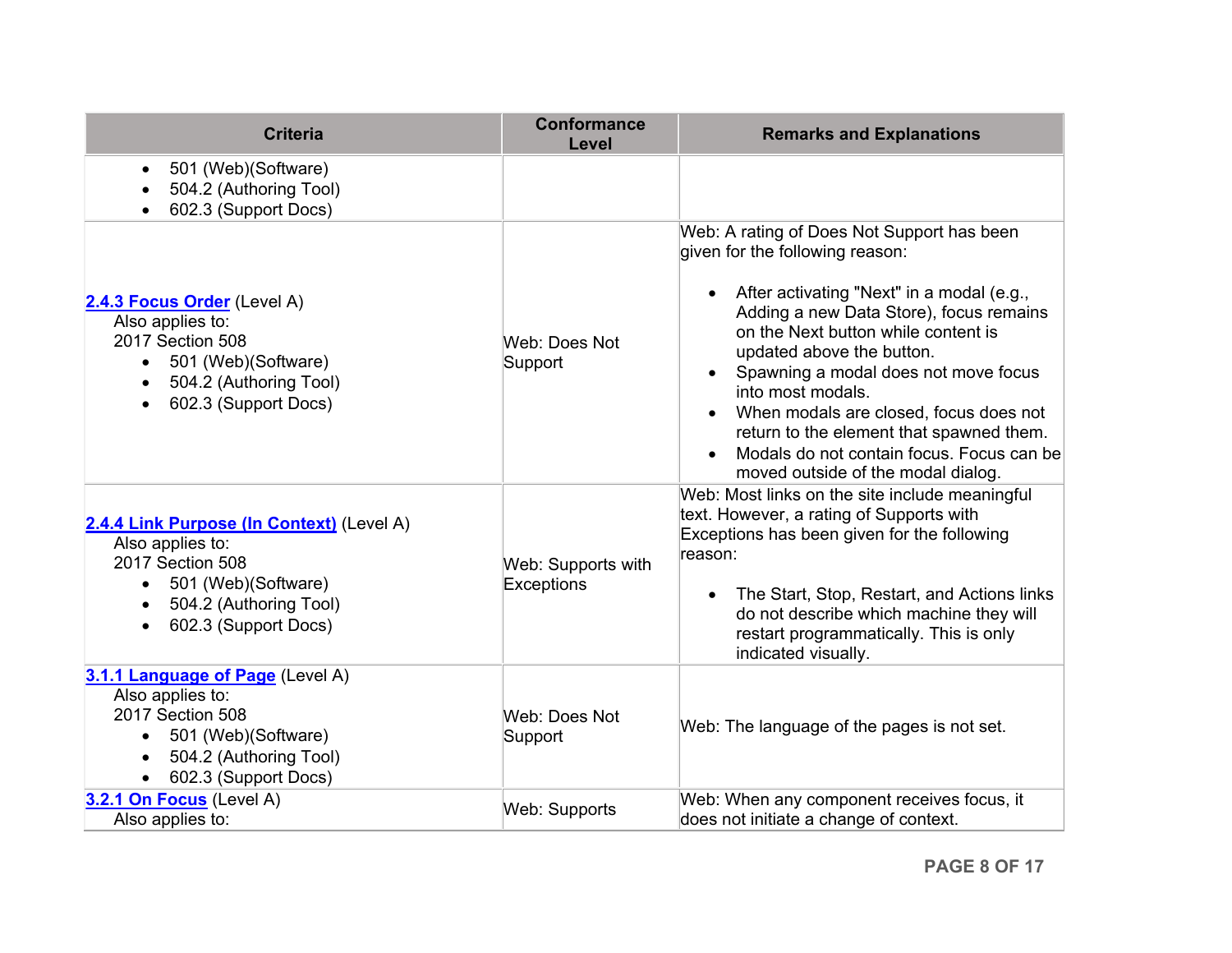| Criteria | Conformance Level | Remarks and Explanations |
|---|---|---|
| • 501 (Web)(Software)<br>• 504.2 (Authoring Tool)<br>• 602.3 (Support Docs) | | |
| **2.4.3 Focus Order** (Level A)<br>Also applies to:<br>2017 Section 508<br>• 501 (Web)(Software)<br>• 504.2 (Authoring Tool)<br>• 602.3 (Support Docs) | Web: Does Not Support | Web: A rating of Does Not Support has been given for the following reason:<br>• After activating "Next" in a modal (e.g., Adding a new Data Store), focus remains on the Next button while content is updated above the button.<br>• Spawning a modal does not move focus into most modals.<br>• When modals are closed, focus does not return to the element that spawned them.<br>• Modals do not contain focus. Focus can be moved outside of the modal dialog. |
| **2.4.4 Link Purpose (In Context)** (Level A)<br>Also applies to:<br>2017 Section 508<br>• 501 (Web)(Software)<br>• 504.2 (Authoring Tool)<br>• 602.3 (Support Docs) | Web: Supports with Exceptions | Web: Most links on the site include meaningful text. However, a rating of Supports with Exceptions has been given for the following reason:<br>• The Start, Stop, Restart, and Actions links do not describe which machine they will restart programmatically. This is only indicated visually. |
| **3.1.1 Language of Page** (Level A)<br>Also applies to:<br>2017 Section 508<br>• 501 (Web)(Software)<br>• 504.2 (Authoring Tool)<br>• 602.3 (Support Docs) | Web: Does Not Support | Web: The language of the pages is not set. |
| **3.2.1 On Focus** (Level A)<br>Also applies to: | Web: Supports | Web: When any component receives focus, it does not initiate a change of context. |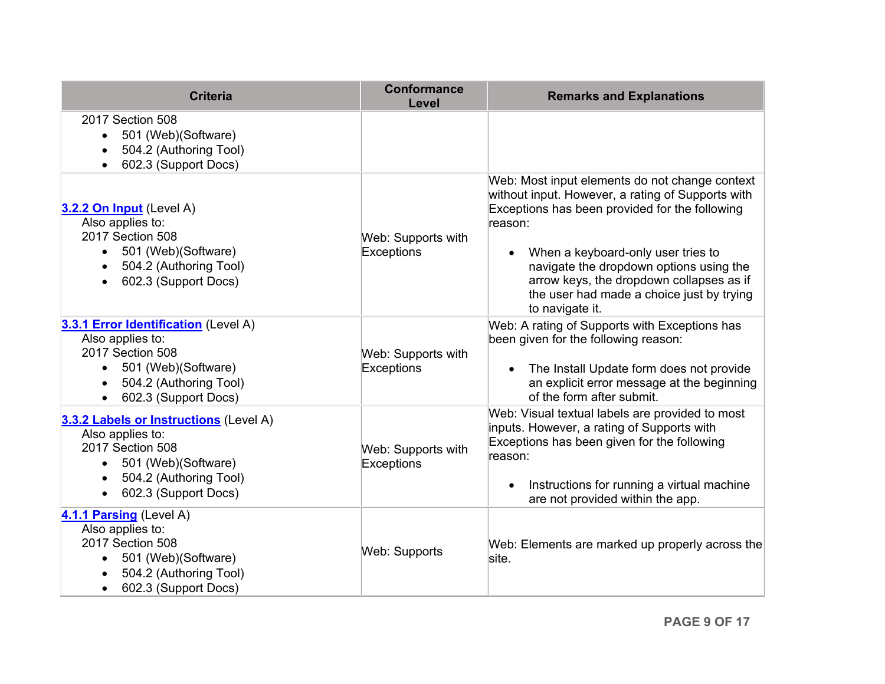| Criteria | Conformance Level | Remarks and Explanations |
|---|---|---|
| 2017 Section 508<br>• 501 (Web)(Software)<br>• 504.2 (Authoring Tool)<br>• 602.3 (Support Docs) | | |
| **3.2.2 On Input** (Level A)<br>Also applies to:<br>2017 Section 508<br>• 501 (Web)(Software)<br>• 504.2 (Authoring Tool)<br>• 602.3 (Support Docs) | Web: Supports with Exceptions | Web: Most input elements do not change context without input. However, a rating of Supports with Exceptions has been provided for the following reason:<br>• When a keyboard-only user tries to navigate the dropdown options using the arrow keys, the dropdown collapses as if the user had made a choice just by trying to navigate it. |
| **3.3.1 Error Identification** (Level A)<br>Also applies to:<br>2017 Section 508<br>• 501 (Web)(Software)<br>• 504.2 (Authoring Tool)<br>• 602.3 (Support Docs) | Web: Supports with Exceptions | Web: A rating of Supports with Exceptions has been given for the following reason:<br>• The Install Update form does not provide an explicit error message at the beginning of the form after submit. |
| **3.3.2 Labels or Instructions** (Level A)<br>Also applies to:<br>2017 Section 508<br>• 501 (Web)(Software)<br>• 504.2 (Authoring Tool)<br>• 602.3 (Support Docs) | Web: Supports with Exceptions | Web: Visual textual labels are provided to most inputs. However, a rating of Supports with Exceptions has been given for the following reason:<br>• Instructions for running a virtual machine are not provided within the app. |
| **4.1.1 Parsing** (Level A)<br>Also applies to:<br>2017 Section 508<br>• 501 (Web)(Software)<br>• 504.2 (Authoring Tool)<br>• 602.3 (Support Docs) | Web: Supports | Web: Elements are marked up properly across the site. |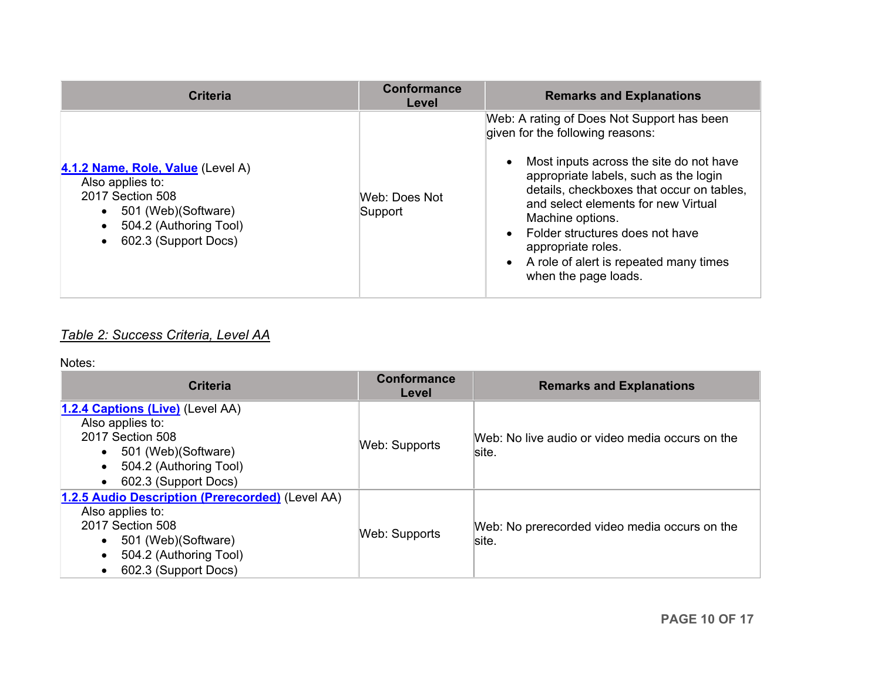| Criteria | Conformance Level | Remarks and Explanations |
|---|---|---|
| **4.1.2 Name, Role, Value** (Level A)<br>Also applies to:<br>2017 Section 508<br>• 501 (Web)(Software)<br>• 504.2 (Authoring Tool)<br>• 602.3 (Support Docs) | Web: Does Not Support | Web: A rating of Does Not Support has been given for the following reasons:<br>• Most inputs across the site do not have appropriate labels, such as the login details, checkboxes that occur on tables, and select elements for new Virtual Machine options.<br>• Folder structures does not have appropriate roles.<br>• A role of alert is repeated many times when the page loads. |

*Table 2: Success Criteria, Level AA*

Notes:

| Criteria | Conformance Level | Remarks and Explanations |
|---|---|---|
| **1.2.4 Captions (Live)** (Level AA)<br>Also applies to:<br>2017 Section 508<br>• 501 (Web)(Software)<br>• 504.2 (Authoring Tool)<br>• 602.3 (Support Docs) | Web: Supports | Web: No live audio or video media occurs on the site. |
| **1.2.5 Audio Description (Prerecorded)** (Level AA)<br>Also applies to:<br>2017 Section 508<br>• 501 (Web)(Software)<br>• 504.2 (Authoring Tool)<br>• 602.3 (Support Docs) | Web: Supports | Web: No prerecorded video media occurs on the site. |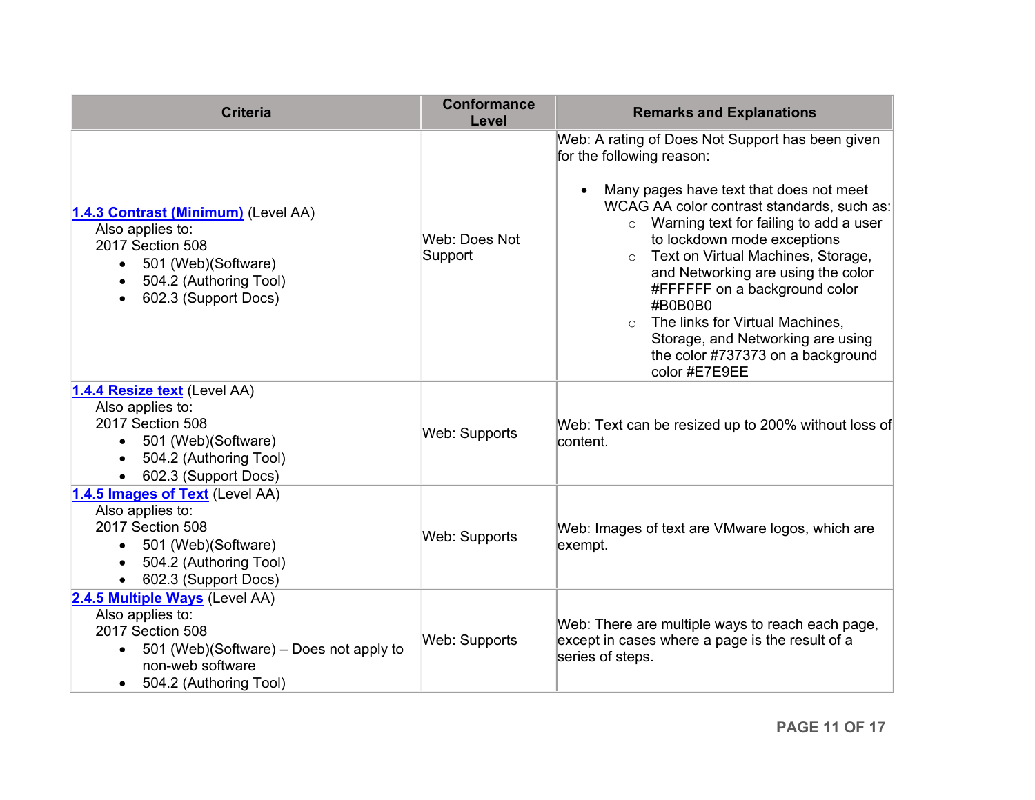| Criteria | Conformance Level | Remarks and Explanations |
|---|---|---|
| **1.4.3 Contrast (Minimum)** (Level AA)<br>Also applies to:<br>2017 Section 508<br>• 501 (Web)(Software)<br>• 504.2 (Authoring Tool)<br>• 602.3 (Support Docs) | Web: Does Not Support | Web: A rating of Does Not Support has been given for the following reason:<br>• Many pages have text that does not meet WCAG AA color contrast standards, such as:<br>  ○ Warning text for failing to add a user to lockdown mode exceptions<br>  ○ Text on Virtual Machines, Storage, and Networking are using the color #FFFFFF on a background color #B0B0B0<br>  ○ The links for Virtual Machines, Storage, and Networking are using the color #737373 on a background color #E7E9EE |
| **1.4.4 Resize text** (Level AA)<br>Also applies to:<br>2017 Section 508<br>• 501 (Web)(Software)<br>• 504.2 (Authoring Tool)<br>• 602.3 (Support Docs) | Web: Supports | Web: Text can be resized up to 200% without loss of content. |
| **1.4.5 Images of Text** (Level AA)<br>Also applies to:<br>2017 Section 508<br>• 501 (Web)(Software)<br>• 504.2 (Authoring Tool)<br>• 602.3 (Support Docs) | Web: Supports | Web: Images of text are VMware logos, which are exempt. |
| **2.4.5 Multiple Ways** (Level AA)<br>Also applies to:<br>2017 Section 508<br>• 501 (Web)(Software) – Does not apply to non-web software<br>• 504.2 (Authoring Tool) | Web: Supports | Web: There are multiple ways to reach each page, except in cases where a page is the result of a series of steps. |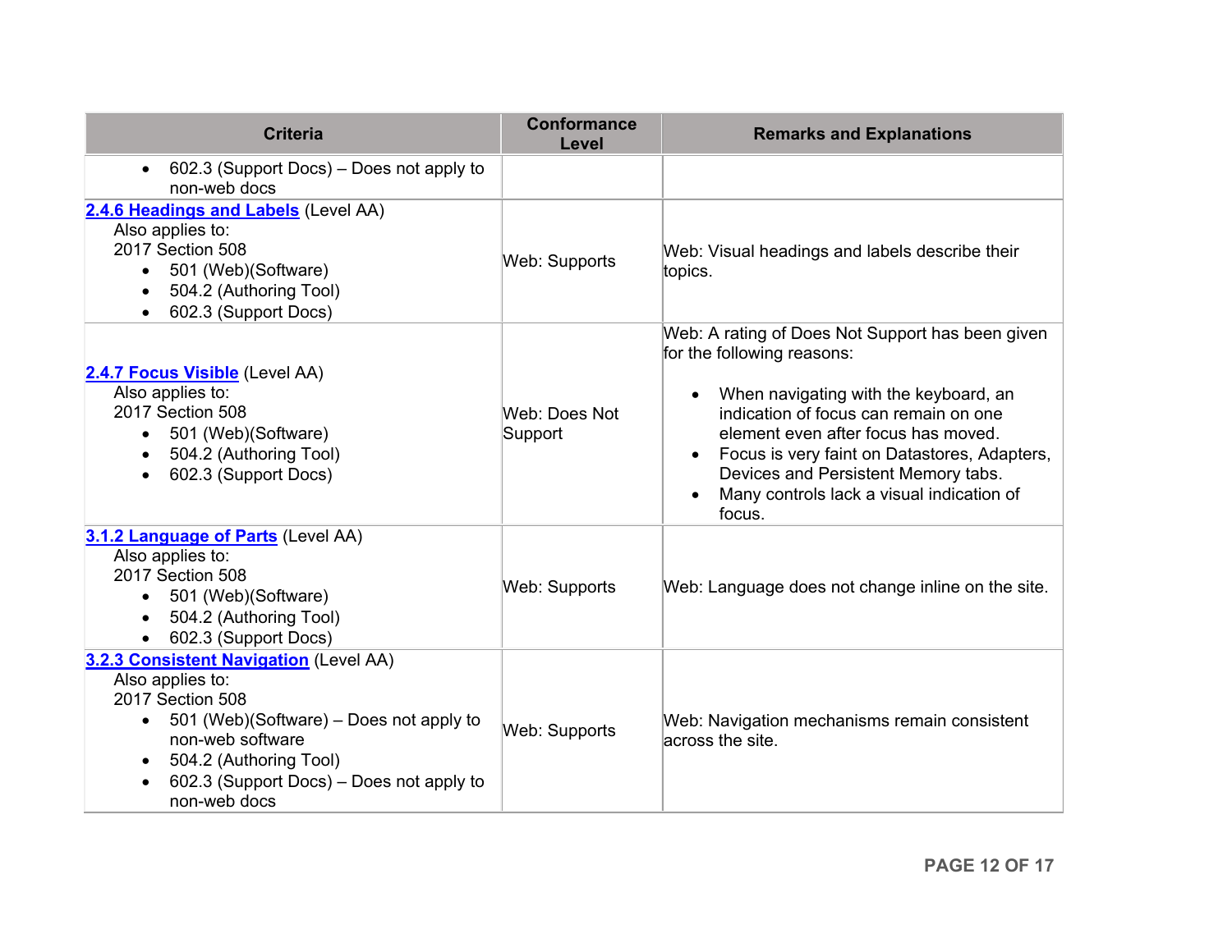| Criteria | Conformance Level | Remarks and Explanations |
|---|---|---|
| • 602.3 (Support Docs) – Does not apply to non-web docs | | |
| **2.4.6 Headings and Labels** (Level AA)<br>Also applies to:<br>2017 Section 508<br>• 501 (Web)(Software)<br>• 504.2 (Authoring Tool)<br>• 602.3 (Support Docs) | Web: Supports | Web: Visual headings and labels describe their topics. |
| **2.4.7 Focus Visible** (Level AA)<br>Also applies to:<br>2017 Section 508<br>• 501 (Web)(Software)<br>• 504.2 (Authoring Tool)<br>• 602.3 (Support Docs) | Web: Does Not Support | Web: A rating of Does Not Support has been given for the following reasons:<br>• When navigating with the keyboard, an indication of focus can remain on one element even after focus has moved.<br>• Focus is very faint on Datastores, Adapters, Devices and Persistent Memory tabs.<br>• Many controls lack a visual indication of focus. |
| **3.1.2 Language of Parts** (Level AA)<br>Also applies to:<br>2017 Section 508<br>• 501 (Web)(Software)<br>• 504.2 (Authoring Tool)<br>• 602.3 (Support Docs) | Web: Supports | Web: Language does not change inline on the site. |
| **3.2.3 Consistent Navigation** (Level AA)<br>Also applies to:<br>2017 Section 508<br>• 501 (Web)(Software) – Does not apply to non-web software<br>• 504.2 (Authoring Tool)<br>• 602.3 (Support Docs) – Does not apply to non-web docs | Web: Supports | Web: Navigation mechanisms remain consistent across the site. |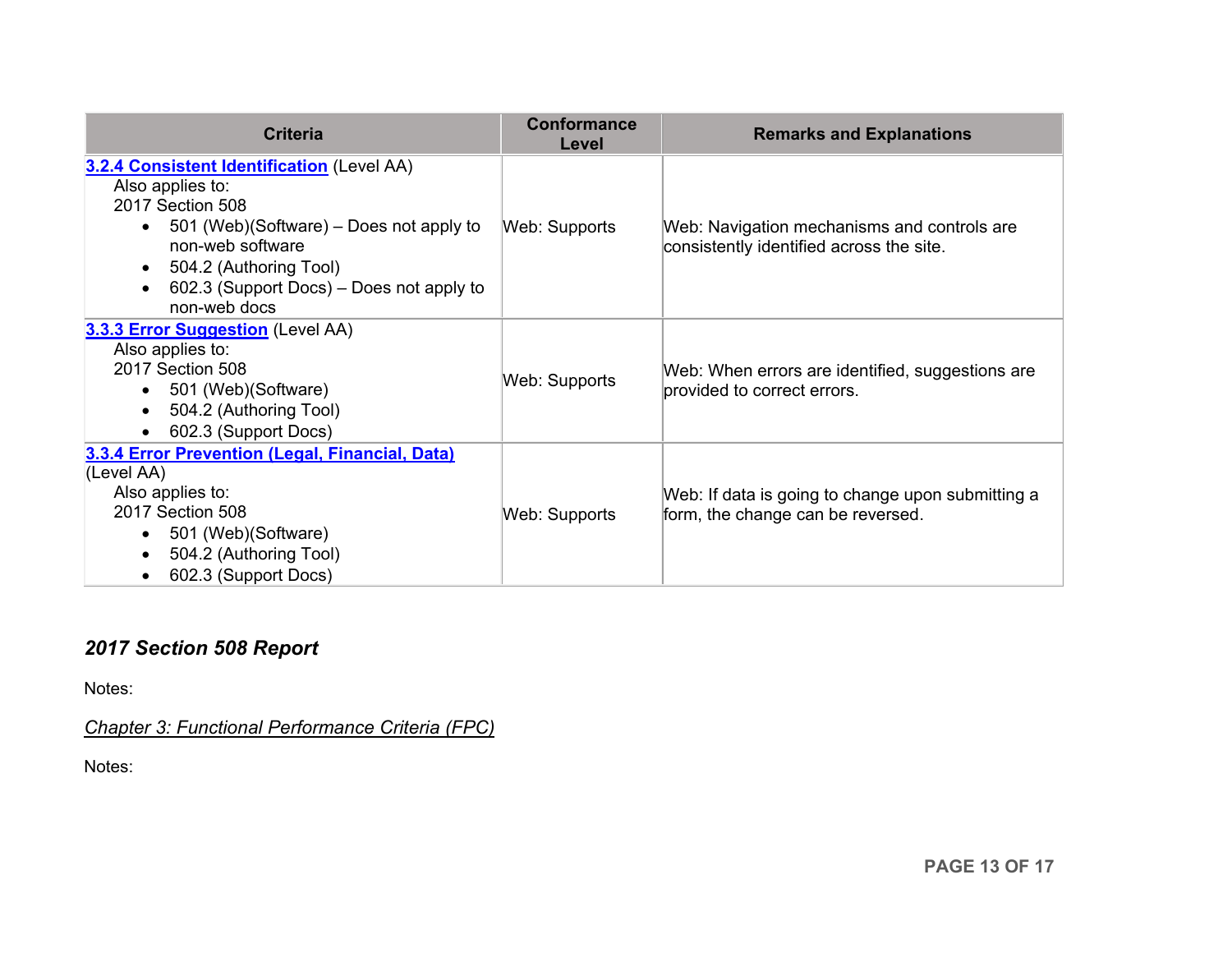| Criteria | Conformance Level | Remarks and Explanations |
|---|---|---|
| **3.2.4 Consistent Identification** (Level AA)<br>Also applies to:<br>2017 Section 508<br>• 501 (Web)(Software) – Does not apply to non-web software<br>• 504.2 (Authoring Tool)<br>• 602.3 (Support Docs) – Does not apply to non-web docs | Web: Supports | Web: Navigation mechanisms and controls are consistently identified across the site. |
| **3.3.3 Error Suggestion** (Level AA)<br>Also applies to:<br>2017 Section 508<br>• 501 (Web)(Software)<br>• 504.2 (Authoring Tool)<br>• 602.3 (Support Docs) | Web: Supports | Web: When errors are identified, suggestions are provided to correct errors. |
| **3.3.4 Error Prevention (Legal, Financial, Data)** (Level AA)<br>Also applies to:<br>2017 Section 508<br>• 501 (Web)(Software)<br>• 504.2 (Authoring Tool)<br>• 602.3 (Support Docs) | Web: Supports | Web: If data is going to change upon submitting a form, the change can be reversed. |

## *2017 Section 508 Report*

Notes:

*Chapter 3: Functional Performance Criteria (FPC)*

Notes: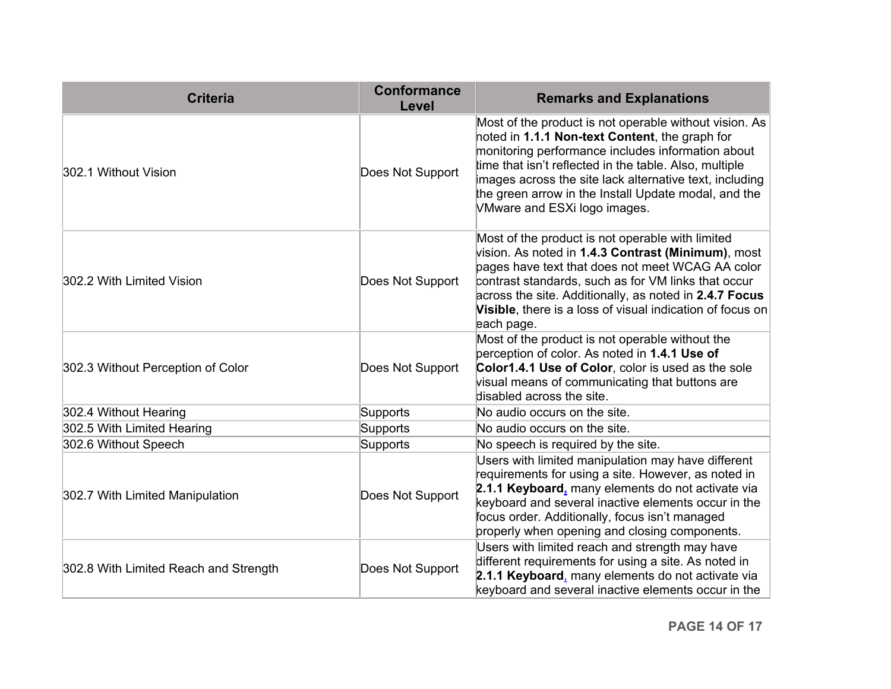| Criteria | Conformance Level | Remarks and Explanations |
| --- | --- | --- |
| 302.1 Without Vision | Does Not Support | Most of the product is not operable without vision. As noted in **1.1.1 Non-text Content**, the graph for monitoring performance includes information about time that isn't reflected in the table. Also, multiple images across the site lack alternative text, including the green arrow in the Install Update modal, and the VMware and ESXi logo images. |
| 302.2 With Limited Vision | Does Not Support | Most of the product is not operable with limited vision. As noted in **1.4.3 Contrast (Minimum)**, most pages have text that does not meet WCAG AA color contrast standards, such as for VM links that occur across the site. Additionally, as noted in **2.4.7 Focus Visible**, there is a loss of visual indication of focus on each page. |
| 302.3 Without Perception of Color | Does Not Support | Most of the product is not operable without the perception of color. As noted in **1.4.1 Use of Color1.4.1 Use of Color**, color is used as the sole visual means of communicating that buttons are disabled across the site. |
| 302.4 Without Hearing | Supports | No audio occurs on the site. |
| 302.5 With Limited Hearing | Supports | No audio occurs on the site. |
| 302.6 Without Speech | Supports | No speech is required by the site. |
| 302.7 With Limited Manipulation | Does Not Support | Users with limited manipulation may have different requirements for using a site. However, as noted in **2.1.1 Keyboard**, many elements do not activate via keyboard and several inactive elements occur in the focus order. Additionally, focus isn't managed properly when opening and closing components. |
| 302.8 With Limited Reach and Strength | Does Not Support | Users with limited reach and strength may have different requirements for using a site. As noted in **2.1.1 Keyboard**, many elements do not activate via keyboard and several inactive elements occur in the |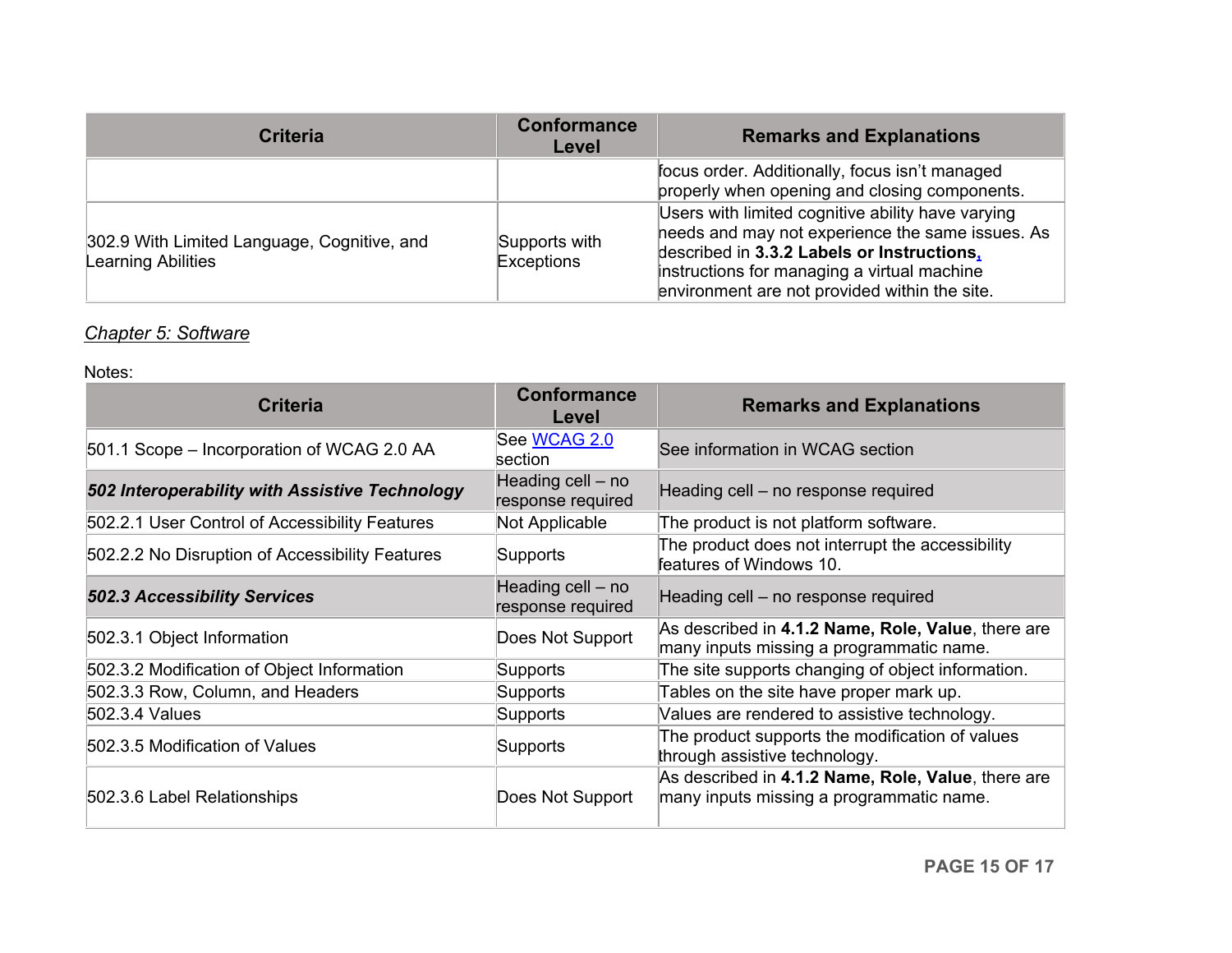| Criteria | Conformance Level | Remarks and Explanations |
|---|---|---|
| | | focus order. Additionally, focus isn't managed properly when opening and closing components. |
| 302.9 With Limited Language, Cognitive, and Learning Abilities | Supports with Exceptions | Users with limited cognitive ability have varying needs and may not experience the same issues. As described in **3.3.2 Labels or Instructions**, instructions for managing a virtual machine environment are not provided within the site. |

*Chapter 5: Software*

Notes:

| Criteria | Conformance Level | Remarks and Explanations |
|---|---|---|
| 501.1 Scope – Incorporation of WCAG 2.0 AA | See WCAG 2.0 section | See information in WCAG section |
| ***502 Interoperability with Assistive Technology*** | Heading cell – no response required | Heading cell – no response required |
| 502.2.1 User Control of Accessibility Features | Not Applicable | The product is not platform software. |
| 502.2.2 No Disruption of Accessibility Features | Supports | The product does not interrupt the accessibility features of Windows 10. |
| ***502.3 Accessibility Services*** | Heading cell – no response required | Heading cell – no response required |
| 502.3.1 Object Information | Does Not Support | As described in **4.1.2 Name, Role, Value**, there are many inputs missing a programmatic name. |
| 502.3.2 Modification of Object Information | Supports | The site supports changing of object information. |
| 502.3.3 Row, Column, and Headers | Supports | Tables on the site have proper mark up. |
| 502.3.4 Values | Supports | Values are rendered to assistive technology. |
| 502.3.5 Modification of Values | Supports | The product supports the modification of values through assistive technology. |
| 502.3.6 Label Relationships | Does Not Support | As described in **4.1.2 Name, Role, Value**, there are many inputs missing a programmatic name. |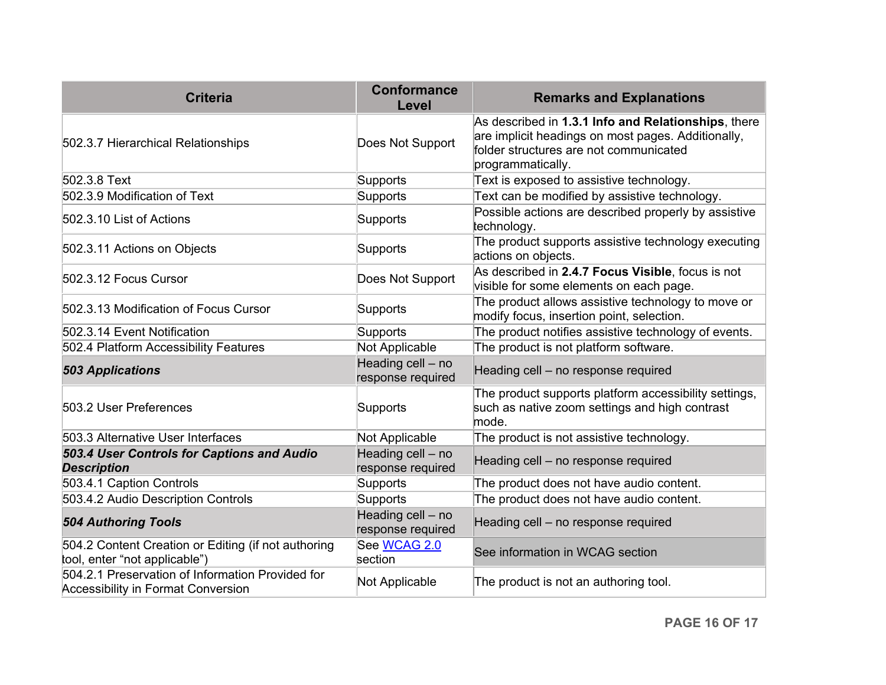| Criteria | Conformance Level | Remarks and Explanations |
|---|---|---|
| 502.3.7 Hierarchical Relationships | Does Not Support | As described in **1.3.1 Info and Relationships**, there are implicit headings on most pages. Additionally, folder structures are not communicated programmatically. |
| 502.3.8 Text | Supports | Text is exposed to assistive technology. |
| 502.3.9 Modification of Text | Supports | Text can be modified by assistive technology. |
| 502.3.10 List of Actions | Supports | Possible actions are described properly by assistive technology. |
| 502.3.11 Actions on Objects | Supports | The product supports assistive technology executing actions on objects. |
| 502.3.12 Focus Cursor | Does Not Support | As described in **2.4.7 Focus Visible**, focus is not visible for some elements on each page. |
| 502.3.13 Modification of Focus Cursor | Supports | The product allows assistive technology to move or modify focus, insertion point, selection. |
| 502.3.14 Event Notification | Supports | The product notifies assistive technology of events. |
| 502.4 Platform Accessibility Features | Not Applicable | The product is not platform software. |
| ***503 Applications*** | Heading cell – no response required | Heading cell – no response required |
| 503.2 User Preferences | Supports | The product supports platform accessibility settings, such as native zoom settings and high contrast mode. |
| 503.3 Alternative User Interfaces | Not Applicable | The product is not assistive technology. |
| ***503.4 User Controls for Captions and Audio Description*** | Heading cell – no response required | Heading cell – no response required |
| 503.4.1 Caption Controls | Supports | The product does not have audio content. |
| 503.4.2 Audio Description Controls | Supports | The product does not have audio content. |
| ***504 Authoring Tools*** | Heading cell – no response required | Heading cell – no response required |
| 504.2 Content Creation or Editing (if not authoring tool, enter “not applicable”) | See WCAG 2.0 section | See information in WCAG section |
| 504.2.1 Preservation of Information Provided for Accessibility in Format Conversion | Not Applicable | The product is not an authoring tool. |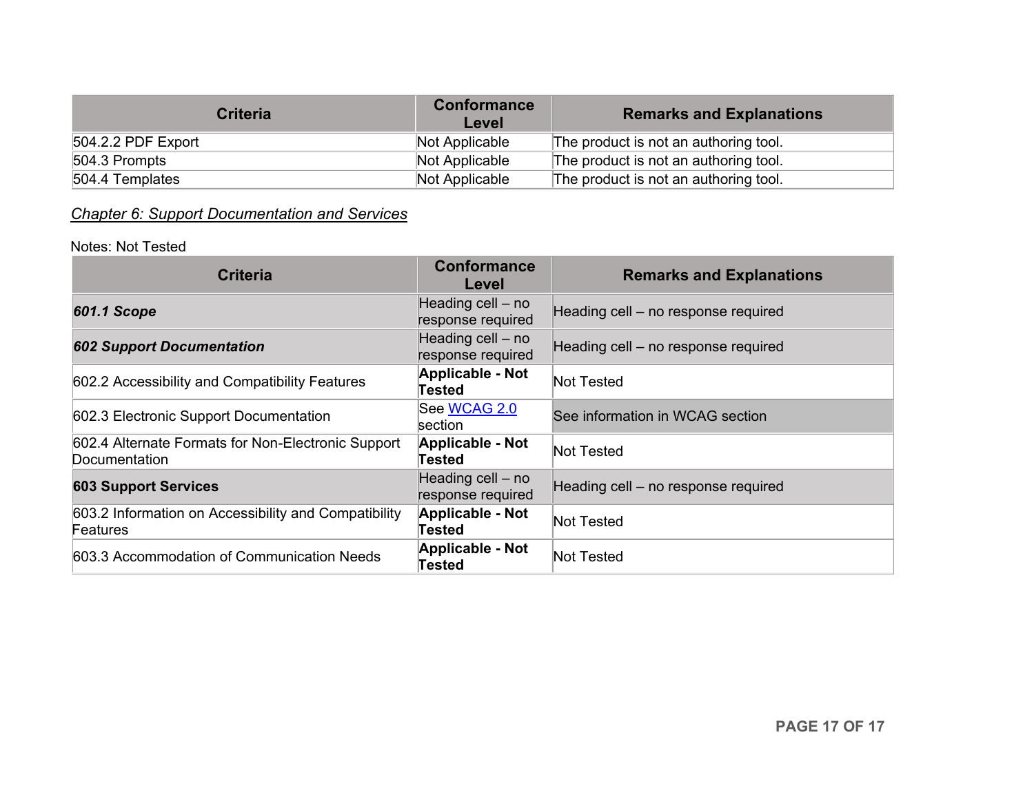| Criteria | Conformance Level | Remarks and Explanations |
|---|---|---|
| 504.2.2 PDF Export | Not Applicable | The product is not an authoring tool. |
| 504.3 Prompts | Not Applicable | The product is not an authoring tool. |
| 504.4 Templates | Not Applicable | The product is not an authoring tool. |

*Chapter 6: Support Documentation and Services*

Notes: Not Tested

| Criteria | Conformance Level | Remarks and Explanations |
|---|---|---|
| ***601.1 Scope*** | Heading cell – no response required | Heading cell – no response required |
| ***602 Support Documentation*** | Heading cell – no response required | Heading cell – no response required |
| 602.2 Accessibility and Compatibility Features | **Applicable - Not Tested** | Not Tested |
| 602.3 Electronic Support Documentation | See WCAG 2.0 section | See information in WCAG section |
| 602.4 Alternate Formats for Non-Electronic Support Documentation | **Applicable - Not Tested** | Not Tested |
| **603 Support Services** | Heading cell – no response required | Heading cell – no response required |
| 603.2 Information on Accessibility and Compatibility Features | **Applicable - Not Tested** | Not Tested |
| 603.3 Accommodation of Communication Needs | **Applicable - Not Tested** | Not Tested |